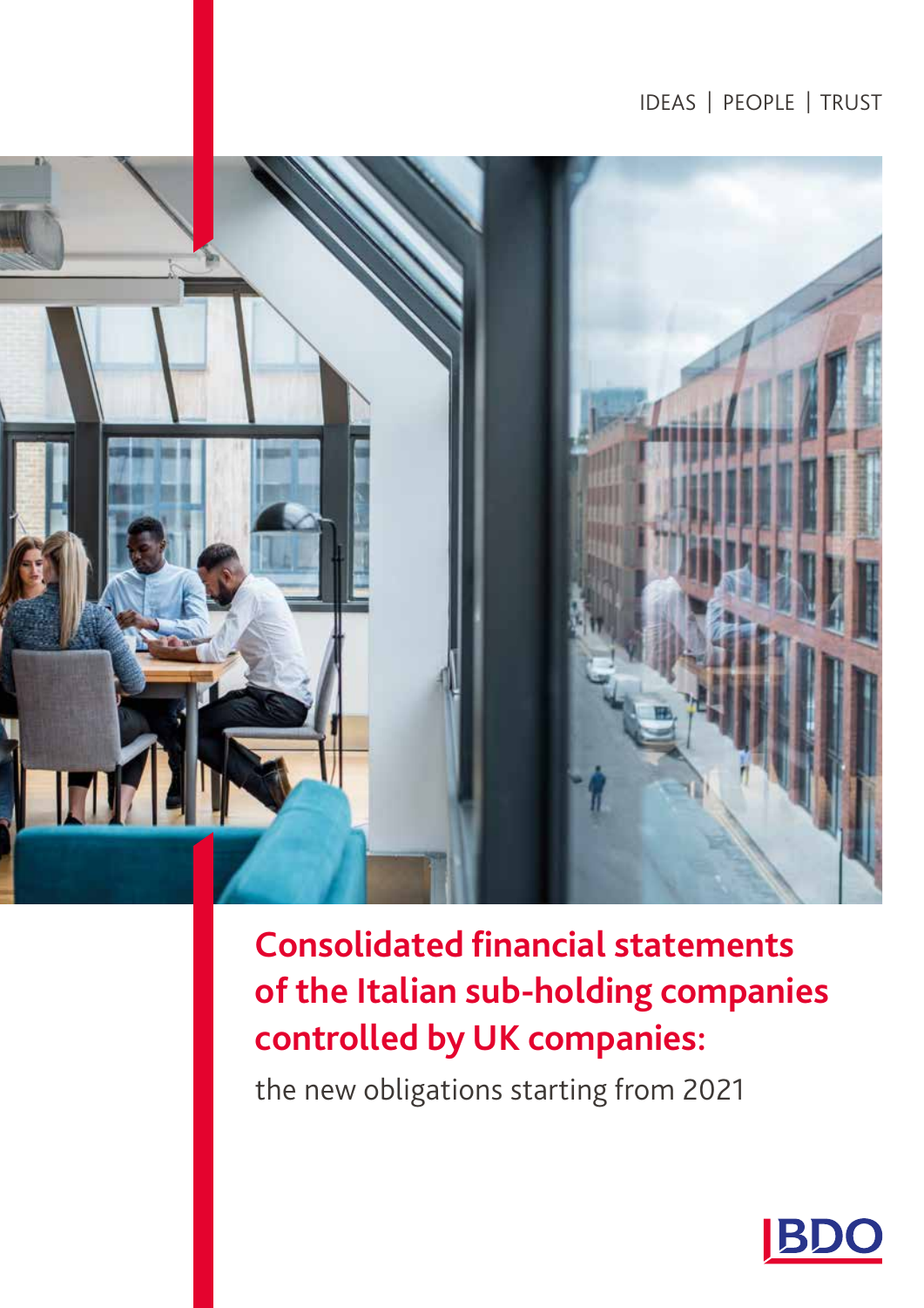IDEAS | PEOPLE | TRUST

# Consolidated financial statements of the Italian sub-holding companies controlled by UK companies:

the new obligations starting from 2021

BDO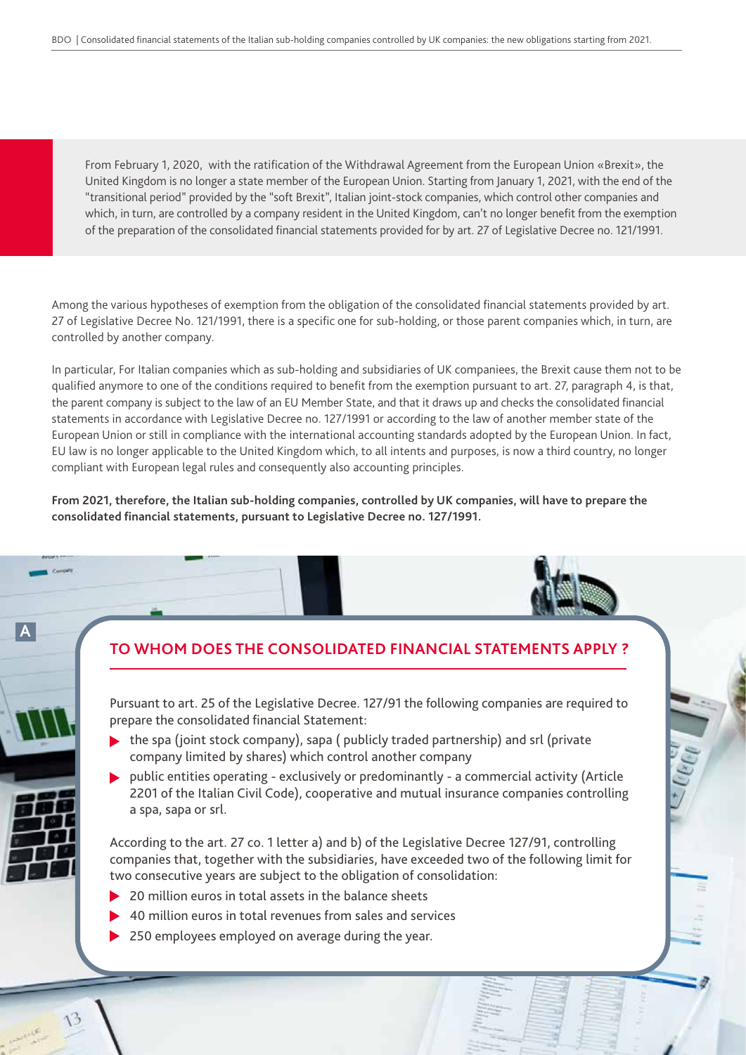From February 1, 2020, with the ratification of the Withdrawal Agreement from the European Union «Brexit», the United Kingdom is no longer a state member of the European Union. Starting from January 1, 2021, with the end of the "transitional period" provided by the "soft Brexit", Italian joint-stock companies, which control other companies and which, in turn, are controlled by a company resident in the United Kingdom, can't no longer benefit from the exemption of the preparation of the consolidated financial statements provided for by art. 27 of Legislative Decree no. 121/1991.

Among the various hypotheses of exemption from the obligation of the consolidated financial statements provided by art. 27 of Legislative Decree No. 121/1991, there is a specific one for sub-holding, or those parent companies which, in turn, are controlled by another company.

In particular, For Italian companies which as sub-holding and subsidiaries of UK companiees, the Brexit cause them not to be qualified anymore to one of the conditions required to benefit from the exemption pursuant to art. 27, paragraph 4, is that, the parent company is subject to the law of an EU Member State, and that it draws up and checks the consolidated financial statements in accordance with Legislative Decree no. 127/1991 or according to the law of another member state of the European Union or still in compliance with the international accounting standards adopted by the European Union. In fact, EU law is no longer applicable to the United Kingdom which, to all intents and purposes, is now a third country, no longer compliant with European legal rules and consequently also accounting principles.

**From 2021, therefore, the Italian sub-holding companies, controlled by UK companies, will have to prepare the consolidated financial statements, pursuant to Legislative Decree no. 127/1991.**

A

## TO WHOM DOES THE CONSOLIDATED FINANCIAL STATEMENTS APPLY ?

Pursuant to art. 25 of the Legislative Decree. 127/91 the following companies are required to prepare the consolidated financial Statement:

- the spa (joint stock company), sapa ( publicly traded partnership) and srl (private company limited by shares) which control another company
- public entities operating - exclusively or predominantly - a commercial activity (Article 2201 of the Italian Civil Code), cooperative and mutual insurance companies controlling a spa, sapa or srl.

According to the art. 27 co. 1 letter a) and b) of the Legislative Decree 127/91, controlling companies that, together with the subsidiaries, have exceeded two of the following limit for two consecutive years are subject to the obligation of consolidation:

- 20 million euros in total assets in the balance sheets
- 40 million euros in total revenues from sales and services
- 250 employees employed on average during the year.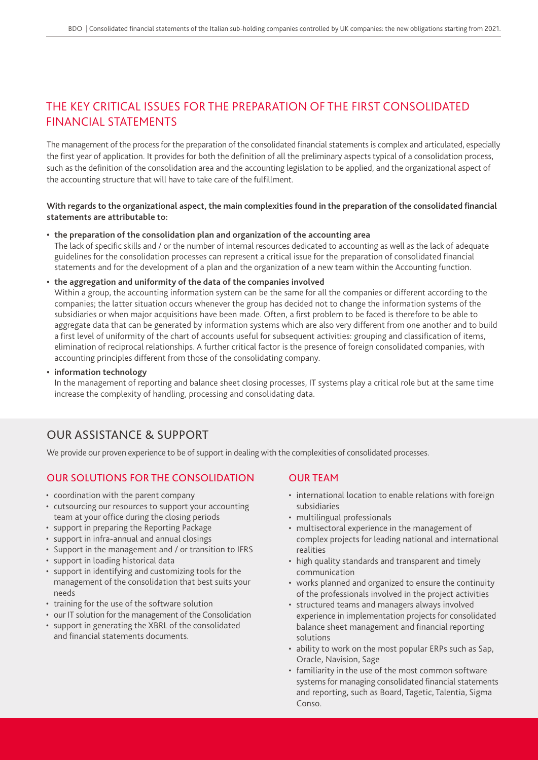## THE KEY CRITICAL ISSUES FOR THE PREPARATION OF THE FIRST CONSOLIDATED FINANCIAL STATEMENTS

The management of the process for the preparation of the consolidated financial statements is complex and articulated, especially the first year of application. It provides for both the definition of all the preliminary aspects typical of a consolidation process, such as the definition of the consolidation area and the accounting legislation to be applied, and the organizational aspect of the accounting structure that will have to take care of the fulfillment.

**With regards to the organizational aspect, the main complexities found in the preparation of the consolidated financial statements are attributable to:**

- **the preparation of the consolidation plan and organization of the accounting area**
  The lack of specific skills and / or the number of internal resources dedicated to accounting as well as the lack of adequate guidelines for the consolidation processes can represent a critical issue for the preparation of consolidated financial statements and for the development of a plan and the organization of a new team within the Accounting function.
- **the aggregation and uniformity of the data of the companies involved**
  Within a group, the accounting information system can be the same for all the companies or different according to the companies; the latter situation occurs whenever the group has decided not to change the information systems of the subsidiaries or when major acquisitions have been made. Often, a first problem to be faced is therefore to be able to aggregate data that can be generated by information systems which are also very different from one another and to build a first level of uniformity of the chart of accounts useful for subsequent activities: grouping and classification of items, elimination of reciprocal relationships. A further critical factor is the presence of foreign consolidated companies, with accounting principles different from those of the consolidating company.
- **information technology**
  In the management of reporting and balance sheet closing processes, IT systems play a critical role but at the same time increase the complexity of handling, processing and consolidating data.

## OUR ASSISTANCE & SUPPORT

We provide our proven experience to be of support in dealing with the complexities of consolidated processes.

### OUR SOLUTIONS FOR THE CONSOLIDATION

- coordination with the parent company
- cutsourcing our resources to support your accounting team at your office during the closing periods
- support in preparing the Reporting Package
- support in infra-annual and annual closings
- Support in the management and / or transition to IFRS
- support in loading historical data
- support in identifying and customizing tools for the management of the consolidation that best suits your needs
- training for the use of the software solution
- our IT solution for the management of the Consolidation
- support in generating the XBRL of the consolidated and financial statements documents.

### OUR TEAM

- international location to enable relations with foreign subsidiaries
- multilingual professionals
- multisectoral experience in the management of complex projects for leading national and international realities
- high quality standards and transparent and timely communication
- works planned and organized to ensure the continuity of the professionals involved in the project activities
- structured teams and managers always involved experience in implementation projects for consolidated balance sheet management and financial reporting solutions
- ability to work on the most popular ERPs such as Sap, Oracle, Navision, Sage
- familiarity in the use of the most common software systems for managing consolidated financial statements and reporting, such as Board, Tagetic, Talentia, Sigma Conso.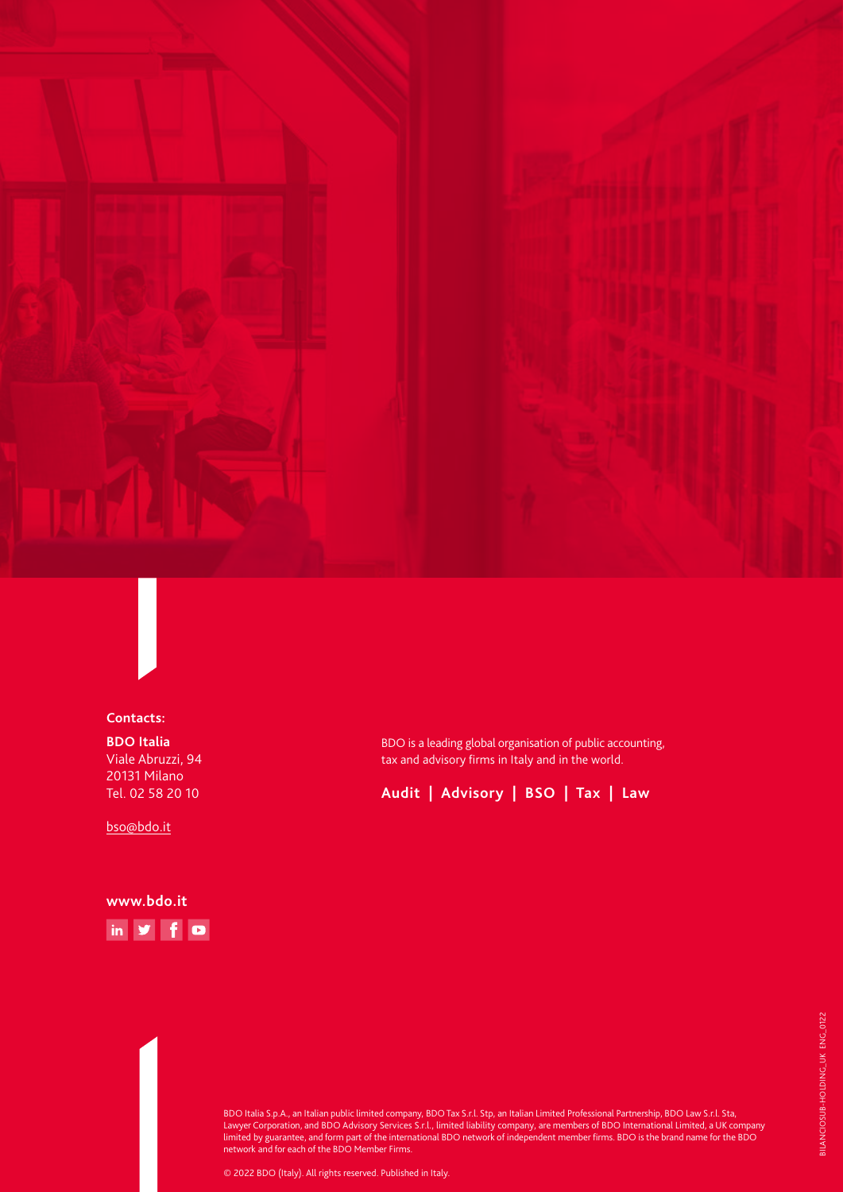**Contacts:**

**BDO Italia**
Viale Abruzzi, 94
20131 Milano
Tel. 02 58 20 10

bso@bdo.it

**www.bdo.it**

BDO is a leading global organisation of public accounting, tax and advisory firms in Italy and in the world.

**Audit | Advisory | BSO | Tax | Law**

BILANCIOSUB-HOLDING_UK ENG_0122

BDO Italia S.p.A., an Italian public limited company, BDO Tax S.r.l. Stp, an Italian Limited Professional Partnership, BDO Law S.r.l. Sta, Lawyer Corporation, and BDO Advisory Services S.r.l., limited liability company, are members of BDO International Limited, a UK company limited by guarantee, and form part of the international BDO network of independent member firms. BDO is the brand name for the BDO network and for each of the BDO Member Firms.

© 2022 BDO (Italy). All rights reserved. Published in Italy.